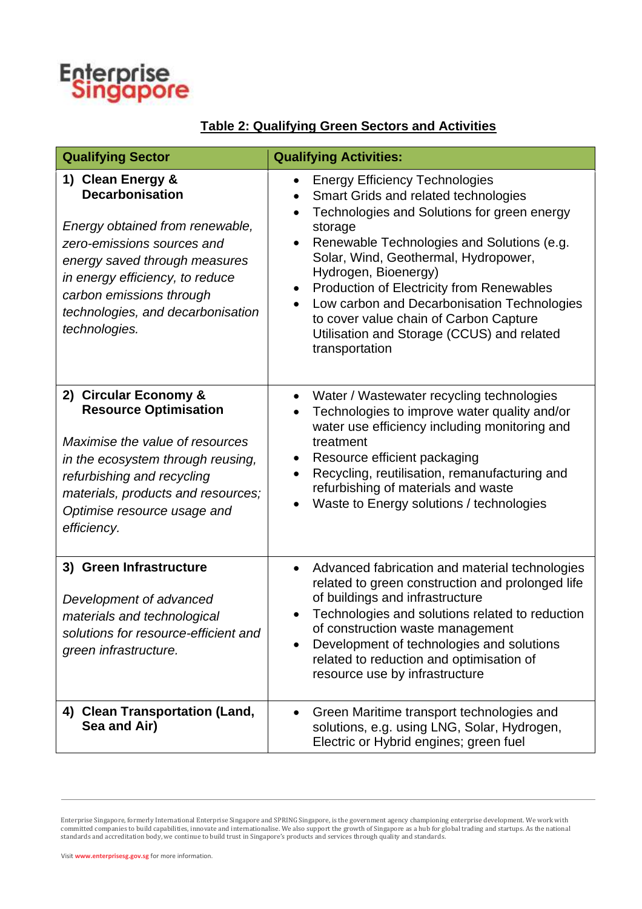**Table 2: Qualifying Green Sectors and Activities**

| Qualifying Sector | Qualifying Activities: |
|---|---|
| **1) Clean Energy & Decarbonisation**<br><br>*Energy obtained from renewable, zero-emissions sources and energy saved through measures in energy efficiency, to reduce carbon emissions through technologies, and decarbonisation technologies.* | • Energy Efficiency Technologies<br>• Smart Grids and related technologies<br>• Technologies and Solutions for green energy storage<br>• Renewable Technologies and Solutions (e.g. Solar, Wind, Geothermal, Hydropower, Hydrogen, Bioenergy)<br>• Production of Electricity from Renewables<br>• Low carbon and Decarbonisation Technologies to cover value chain of Carbon Capture Utilisation and Storage (CCUS) and related transportation |
| **2) Circular Economy & Resource Optimisation**<br><br>*Maximise the value of resources in the ecosystem through reusing, refurbishing and recycling materials, products and resources; Optimise resource usage and efficiency.* | • Water / Wastewater recycling technologies<br>• Technologies to improve water quality and/or water use efficiency including monitoring and treatment<br>• Resource efficient packaging<br>• Recycling, reutilisation, remanufacturing and refurbishing of materials and waste<br>• Waste to Energy solutions / technologies |
| **3) Green Infrastructure**<br><br>*Development of advanced materials and technological solutions for resource-efficient and green infrastructure.* | • Advanced fabrication and material technologies related to green construction and prolonged life of buildings and infrastructure<br>• Technologies and solutions related to reduction of construction waste management<br>• Development of technologies and solutions related to reduction and optimisation of resource use by infrastructure |
| **4) Clean Transportation (Land, Sea and Air)** | • Green Maritime transport technologies and solutions, e.g. using LNG, Solar, Hydrogen, Electric or Hybrid engines; green fuel |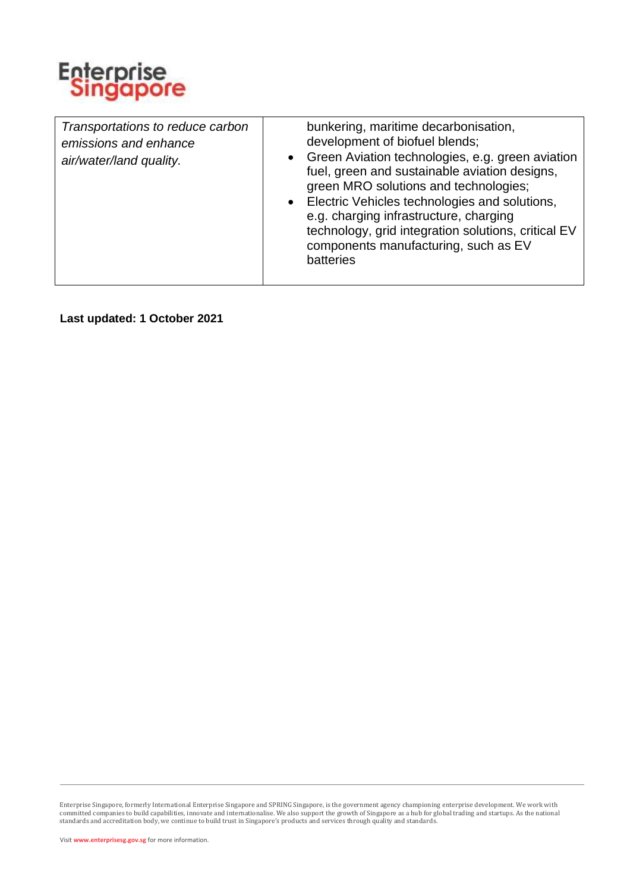| | |
|---|---|
| *Transportations to reduce carbon emissions and enhance air/water/land quality.* | bunkering, maritime decarbonisation, development of biofuel blends;<br>• Green Aviation technologies, e.g. green aviation fuel, green and sustainable aviation designs, green MRO solutions and technologies;<br>• Electric Vehicles technologies and solutions, e.g. charging infrastructure, charging technology, grid integration solutions, critical EV components manufacturing, such as EV batteries |

**Last updated: 1 October 2021**

Enterprise Singapore, formerly International Enterprise Singapore and SPRING Singapore, is the government agency championing enterprise development. We work with committed companies to build capabilities, innovate and internationalise. We also support the growth of Singapore as a hub for global trading and startups. As the national standards and accreditation body, we continue to build trust in Singapore's products and services through quality and standards.

Visit **www.enterprisesg.gov.sg** for more information.